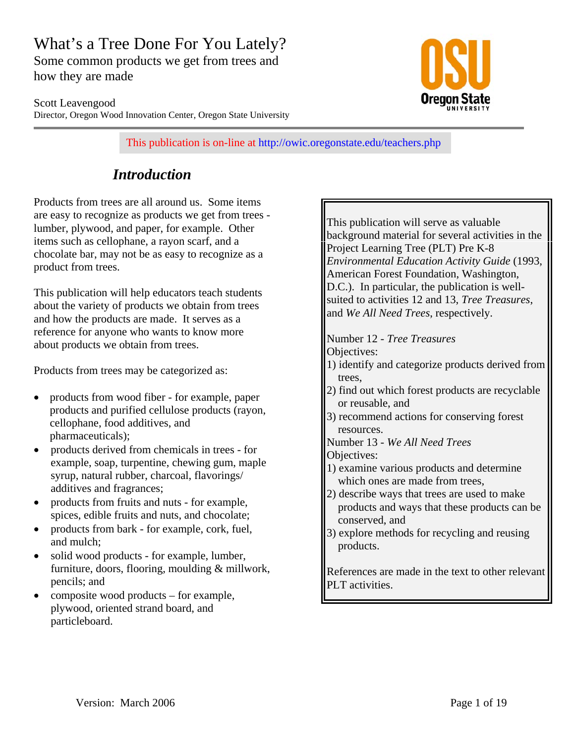# What's a Tree Done For You Lately?

Some common products we get from trees and how they are made

Scott Leavengood
Director, Oregon Wood Innovation Center, Oregon State University

This publication is on-line at http://owic.oregonstate.edu/teachers.php

## *Introduction*

Products from trees are all around us. Some items are easy to recognize as products we get from trees - lumber, plywood, and paper, for example. Other items such as cellophane, a rayon scarf, and a chocolate bar, may not be as easy to recognize as a product from trees.

This publication will help educators teach students about the variety of products we obtain from trees and how the products are made. It serves as a reference for anyone who wants to know more about products we obtain from trees.

Products from trees may be categorized as:

- products from wood fiber - for example, paper products and purified cellulose products (rayon, cellophane, food additives, and pharmaceuticals);
- products derived from chemicals in trees - for example, soap, turpentine, chewing gum, maple syrup, natural rubber, charcoal, flavorings/ additives and fragrances;
- products from fruits and nuts - for example, spices, edible fruits and nuts, and chocolate;
- products from bark - for example, cork, fuel, and mulch;
- solid wood products - for example, lumber, furniture, doors, flooring, moulding & millwork, pencils; and
- composite wood products – for example, plywood, oriented strand board, and particleboard.

> This publication will serve as valuable background material for several activities in the Project Learning Tree (PLT) Pre K-8 *Environmental Education Activity Guide* (1993, American Forest Foundation, Washington, D.C.). In particular, the publication is well-suited to activities 12 and 13, *Tree Treasures*, and *We All Need Trees*, respectively.
>
> Number 12 - *Tree Treasures*
> Objectives:
> 1) identify and categorize products derived from trees,
> 2) find out which forest products are recyclable or reusable, and
> 3) recommend actions for conserving forest resources.
>
> Number 13 - *We All Need Trees*
> Objectives:
> 1) examine various products and determine which ones are made from trees,
> 2) describe ways that trees are used to make products and ways that these products can be conserved, and
> 3) explore methods for recycling and reusing products.
>
> References are made in the text to other relevant PLT activities.

Version: March 2006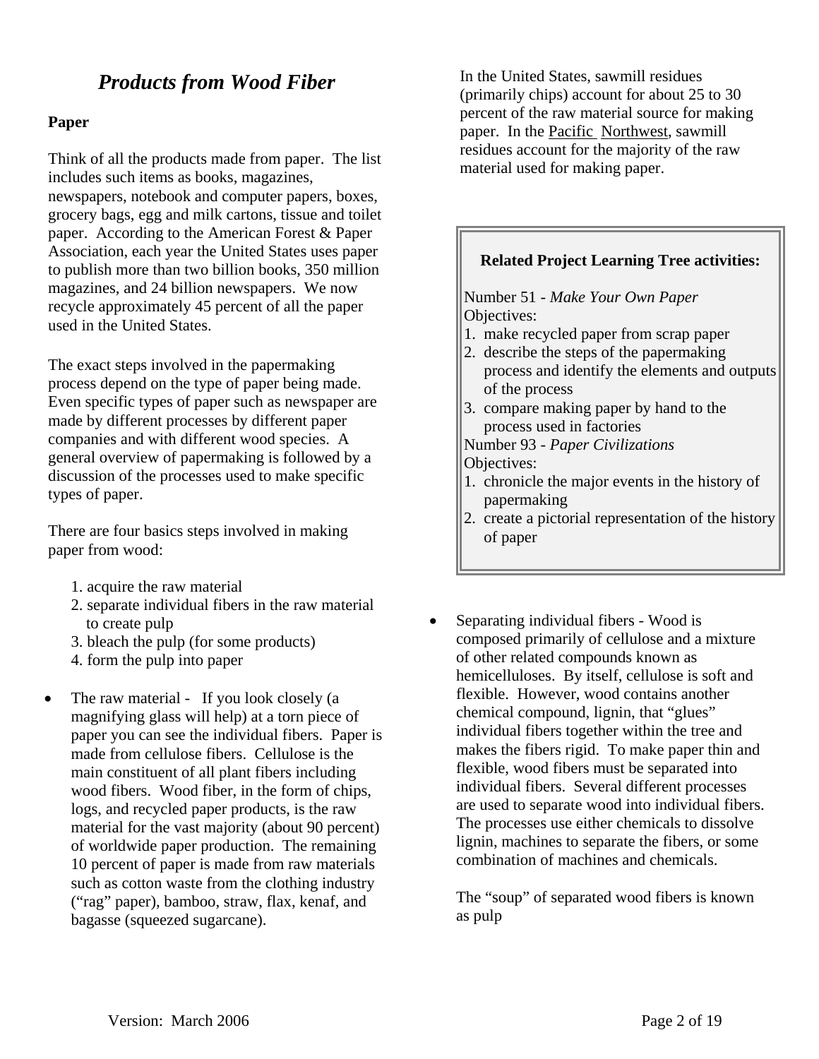# *Products from Wood Fiber*

## Paper

Think of all the products made from paper. The list includes such items as books, magazines, newspapers, notebook and computer papers, boxes, grocery bags, egg and milk cartons, tissue and toilet paper. According to the American Forest & Paper Association, each year the United States uses paper to publish more than two billion books, 350 million magazines, and 24 billion newspapers. We now recycle approximately 45 percent of all the paper used in the United States.

The exact steps involved in the papermaking process depend on the type of paper being made. Even specific types of paper such as newspaper are made by different processes by different paper companies and with different wood species. A general overview of papermaking is followed by a discussion of the processes used to make specific types of paper.

There are four basics steps involved in making paper from wood:

1. acquire the raw material
2. separate individual fibers in the raw material to create pulp
3. bleach the pulp (for some products)
4. form the pulp into paper

- The raw material - If you look closely (a magnifying glass will help) at a torn piece of paper you can see the individual fibers. Paper is made from cellulose fibers. Cellulose is the main constituent of all plant fibers including wood fibers. Wood fiber, in the form of chips, logs, and recycled paper products, is the raw material for the vast majority (about 90 percent) of worldwide paper production. The remaining 10 percent of paper is made from raw materials such as cotton waste from the clothing industry ("rag" paper), bamboo, straw, flax, kenaf, and bagasse (squeezed sugarcane).

  In the United States, sawmill residues (primarily chips) account for about 25 to 30 percent of the raw material source for making paper. In the Pacific Northwest, sawmill residues account for the majority of the raw material used for making paper.

> **Related Project Learning Tree activities:**
>
> Number 51 - *Make Your Own Paper*
> Objectives:
> 1. make recycled paper from scrap paper
> 2. describe the steps of the papermaking process and identify the elements and outputs of the process
> 3. compare making paper by hand to the process used in factories
>
> Number 93 - *Paper Civilizations*
> Objectives:
> 1. chronicle the major events in the history of papermaking
> 2. create a pictorial representation of the history of paper

- Separating individual fibers - Wood is composed primarily of cellulose and a mixture of other related compounds known as hemicelluloses. By itself, cellulose is soft and flexible. However, wood contains another chemical compound, lignin, that "glues" individual fibers together within the tree and makes the fibers rigid. To make paper thin and flexible, wood fibers must be separated into individual fibers. Several different processes are used to separate wood into individual fibers. The processes use either chemicals to dissolve lignin, machines to separate the fibers, or some combination of machines and chemicals.

  The "soup" of separated wood fibers is known as pulp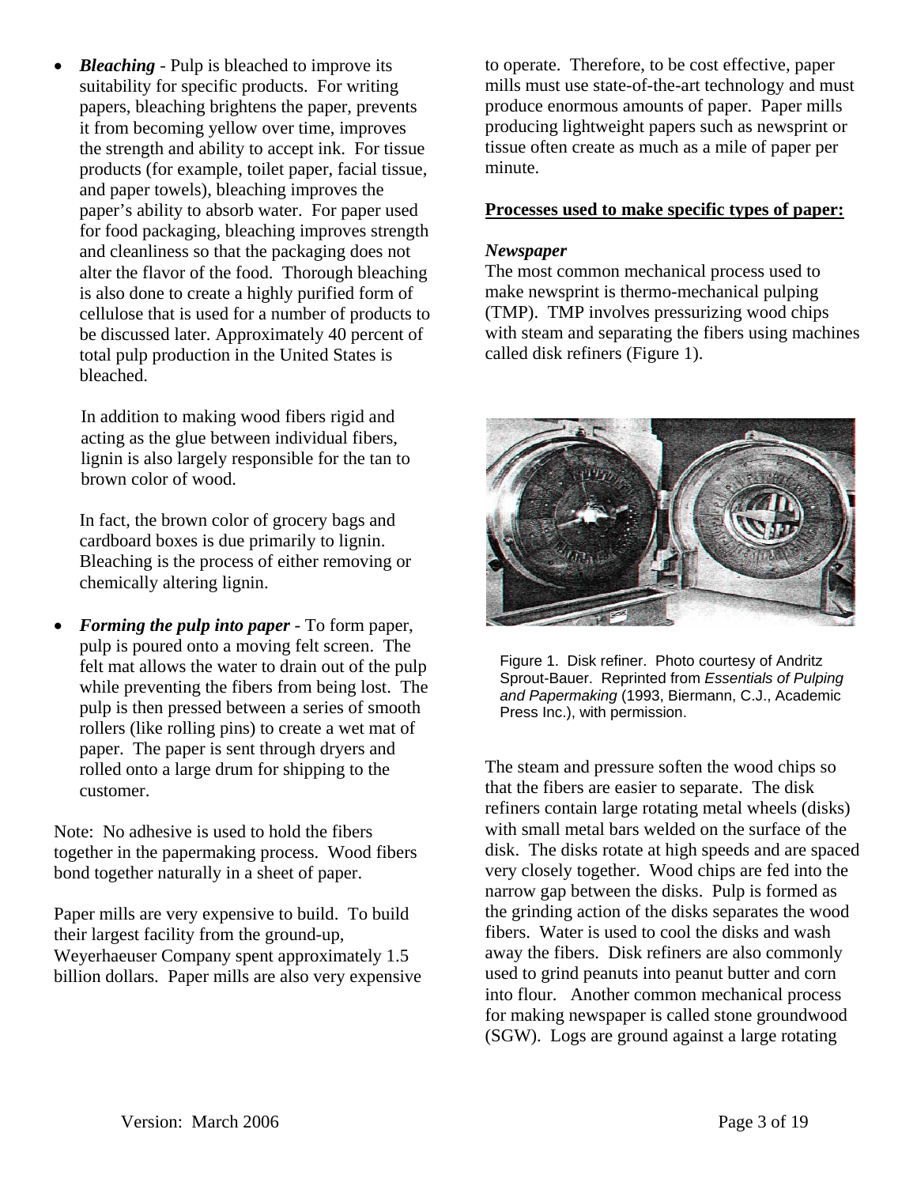- ***Bleaching*** - Pulp is bleached to improve its suitability for specific products. For writing papers, bleaching brightens the paper, prevents it from becoming yellow over time, improves the strength and ability to accept ink. For tissue products (for example, toilet paper, facial tissue, and paper towels), bleaching improves the paper's ability to absorb water. For paper used for food packaging, bleaching improves strength and cleanliness so that the packaging does not alter the flavor of the food. Thorough bleaching is also done to create a highly purified form of cellulose that is used for a number of products to be discussed later. Approximately 40 percent of total pulp production in the United States is bleached.

  In addition to making wood fibers rigid and acting as the glue between individual fibers, lignin is also largely responsible for the tan to brown color of wood.

  In fact, the brown color of grocery bags and cardboard boxes is due primarily to lignin. Bleaching is the process of either removing or chemically altering lignin.

- ***Forming the pulp into paper*** - To form paper, pulp is poured onto a moving felt screen. The felt mat allows the water to drain out of the pulp while preventing the fibers from being lost. The pulp is then pressed between a series of smooth rollers (like rolling pins) to create a wet mat of paper. The paper is sent through dryers and rolled onto a large drum for shipping to the customer.

Note: No adhesive is used to hold the fibers together in the papermaking process. Wood fibers bond together naturally in a sheet of paper.

Paper mills are very expensive to build. To build their largest facility from the ground-up, Weyerhaeuser Company spent approximately 1.5 billion dollars. Paper mills are also very expensive to operate. Therefore, to be cost effective, paper mills must use state-of-the-art technology and must produce enormous amounts of paper. Paper mills producing lightweight papers such as newsprint or tissue often create as much as a mile of paper per minute.

**Processes used to make specific types of paper:**

***Newspaper***

The most common mechanical process used to make newsprint is thermo-mechanical pulping (TMP). TMP involves pressurizing wood chips with steam and separating the fibers using machines called disk refiners (Figure 1).

Figure 1. Disk refiner. Photo courtesy of Andritz Sprout-Bauer. Reprinted from *Essentials of Pulping and Papermaking* (1993, Biermann, C.J., Academic Press Inc.), with permission.

The steam and pressure soften the wood chips so that the fibers are easier to separate. The disk refiners contain large rotating metal wheels (disks) with small metal bars welded on the surface of the disk. The disks rotate at high speeds and are spaced very closely together. Wood chips are fed into the narrow gap between the disks. Pulp is formed as the grinding action of the disks separates the wood fibers. Water is used to cool the disks and wash away the fibers. Disk refiners are also commonly used to grind peanuts into peanut butter and corn into flour. Another common mechanical process for making newspaper is called stone groundwood (SGW). Logs are ground against a large rotating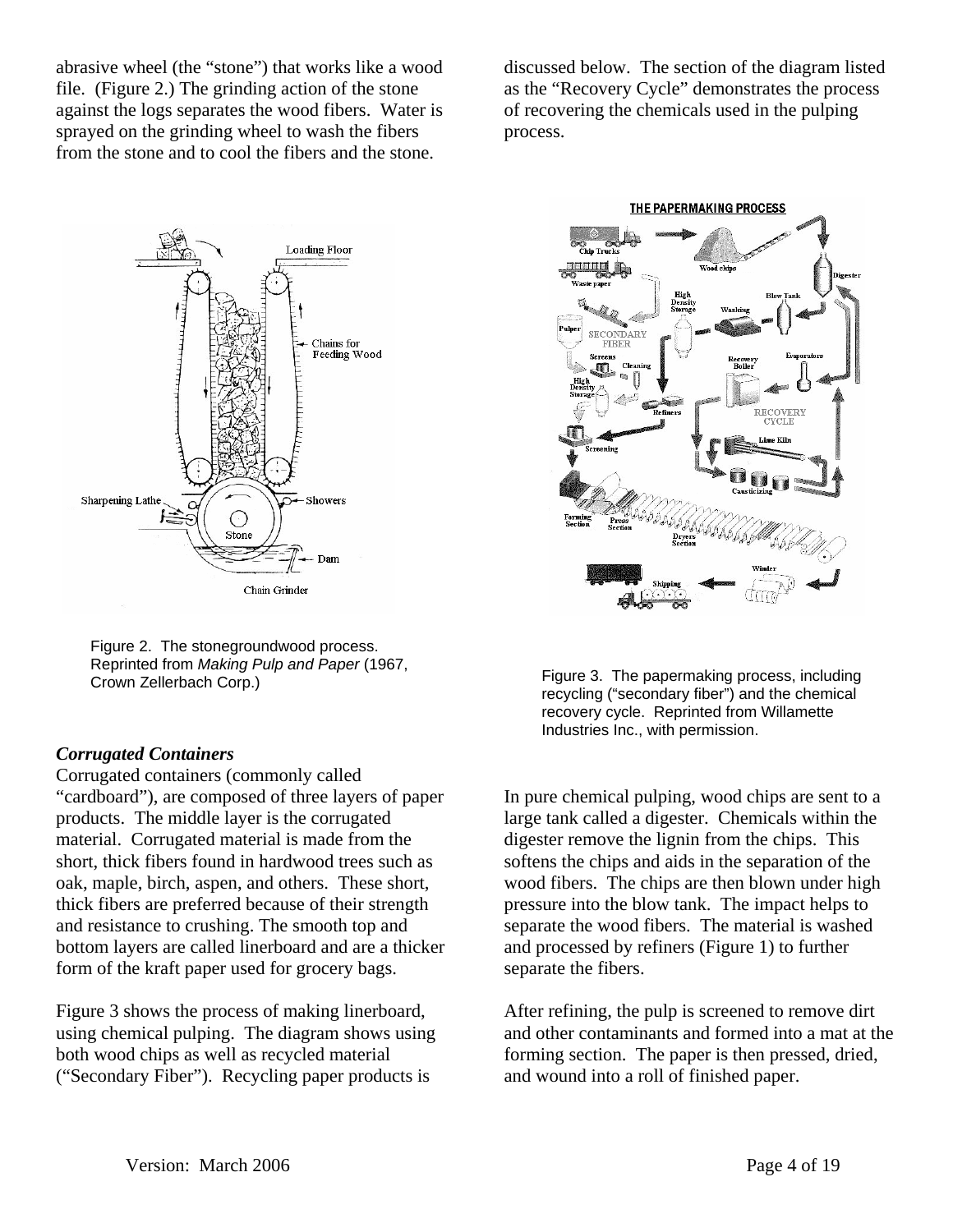abrasive wheel (the "stone") that works like a wood file. (Figure 2.) The grinding action of the stone against the logs separates the wood fibers. Water is sprayed on the grinding wheel to wash the fibers from the stone and to cool the fibers and the stone.

Figure 2. The stonegroundwood process. Reprinted from *Making Pulp and Paper* (1967, Crown Zellerbach Corp.)

### *Corrugated Containers*

Corrugated containers (commonly called "cardboard"), are composed of three layers of paper products. The middle layer is the corrugated material. Corrugated material is made from the short, thick fibers found in hardwood trees such as oak, maple, birch, aspen, and others. These short, thick fibers are preferred because of their strength and resistance to crushing. The smooth top and bottom layers are called linerboard and are a thicker form of the kraft paper used for grocery bags.

Figure 3 shows the process of making linerboard, using chemical pulping. The diagram shows using both wood chips as well as recycled material ("Secondary Fiber"). Recycling paper products is discussed below. The section of the diagram listed as the "Recovery Cycle" demonstrates the process of recovering the chemicals used in the pulping process.

Figure 3. The papermaking process, including recycling ("secondary fiber") and the chemical recovery cycle. Reprinted from Willamette Industries Inc., with permission.

In pure chemical pulping, wood chips are sent to a large tank called a digester. Chemicals within the digester remove the lignin from the chips. This softens the chips and aids in the separation of the wood fibers. The chips are then blown under high pressure into the blow tank. The impact helps to separate the wood fibers. The material is washed and processed by refiners (Figure 1) to further separate the fibers.

After refining, the pulp is screened to remove dirt and other contaminants and formed into a mat at the forming section. The paper is then pressed, dried, and wound into a roll of finished paper.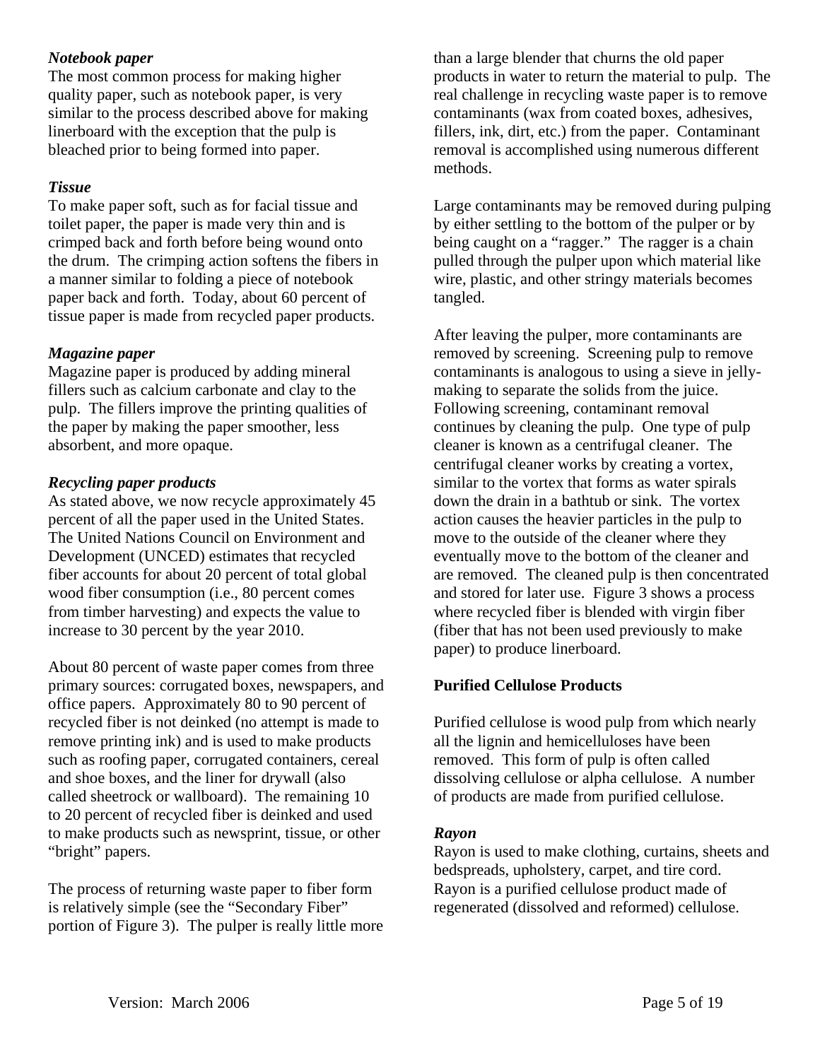### *Notebook paper*

The most common process for making higher quality paper, such as notebook paper, is very similar to the process described above for making linerboard with the exception that the pulp is bleached prior to being formed into paper.

### *Tissue*

To make paper soft, such as for facial tissue and toilet paper, the paper is made very thin and is crimped back and forth before being wound onto the drum. The crimping action softens the fibers in a manner similar to folding a piece of notebook paper back and forth. Today, about 60 percent of tissue paper is made from recycled paper products.

### *Magazine paper*

Magazine paper is produced by adding mineral fillers such as calcium carbonate and clay to the pulp. The fillers improve the printing qualities of the paper by making the paper smoother, less absorbent, and more opaque.

### *Recycling paper products*

As stated above, we now recycle approximately 45 percent of all the paper used in the United States. The United Nations Council on Environment and Development (UNCED) estimates that recycled fiber accounts for about 20 percent of total global wood fiber consumption (i.e., 80 percent comes from timber harvesting) and expects the value to increase to 30 percent by the year 2010.

About 80 percent of waste paper comes from three primary sources: corrugated boxes, newspapers, and office papers. Approximately 80 to 90 percent of recycled fiber is not deinked (no attempt is made to remove printing ink) and is used to make products such as roofing paper, corrugated containers, cereal and shoe boxes, and the liner for drywall (also called sheetrock or wallboard). The remaining 10 to 20 percent of recycled fiber is deinked and used to make products such as newsprint, tissue, or other "bright" papers.

The process of returning waste paper to fiber form is relatively simple (see the "Secondary Fiber" portion of Figure 3). The pulper is really little more than a large blender that churns the old paper products in water to return the material to pulp. The real challenge in recycling waste paper is to remove contaminants (wax from coated boxes, adhesives, fillers, ink, dirt, etc.) from the paper. Contaminant removal is accomplished using numerous different methods.

Large contaminants may be removed during pulping by either settling to the bottom of the pulper or by being caught on a "ragger." The ragger is a chain pulled through the pulper upon which material like wire, plastic, and other stringy materials becomes tangled.

After leaving the pulper, more contaminants are removed by screening. Screening pulp to remove contaminants is analogous to using a sieve in jelly-making to separate the solids from the juice. Following screening, contaminant removal continues by cleaning the pulp. One type of pulp cleaner is known as a centrifugal cleaner. The centrifugal cleaner works by creating a vortex, similar to the vortex that forms as water spirals down the drain in a bathtub or sink. The vortex action causes the heavier particles in the pulp to move to the outside of the cleaner where they eventually move to the bottom of the cleaner and are removed. The cleaned pulp is then concentrated and stored for later use. Figure 3 shows a process where recycled fiber is blended with virgin fiber (fiber that has not been used previously to make paper) to produce linerboard.

## **Purified Cellulose Products**

Purified cellulose is wood pulp from which nearly all the lignin and hemicelluloses have been removed. This form of pulp is often called dissolving cellulose or alpha cellulose. A number of products are made from purified cellulose.

### *Rayon*

Rayon is used to make clothing, curtains, sheets and bedspreads, upholstery, carpet, and tire cord. Rayon is a purified cellulose product made of regenerated (dissolved and reformed) cellulose.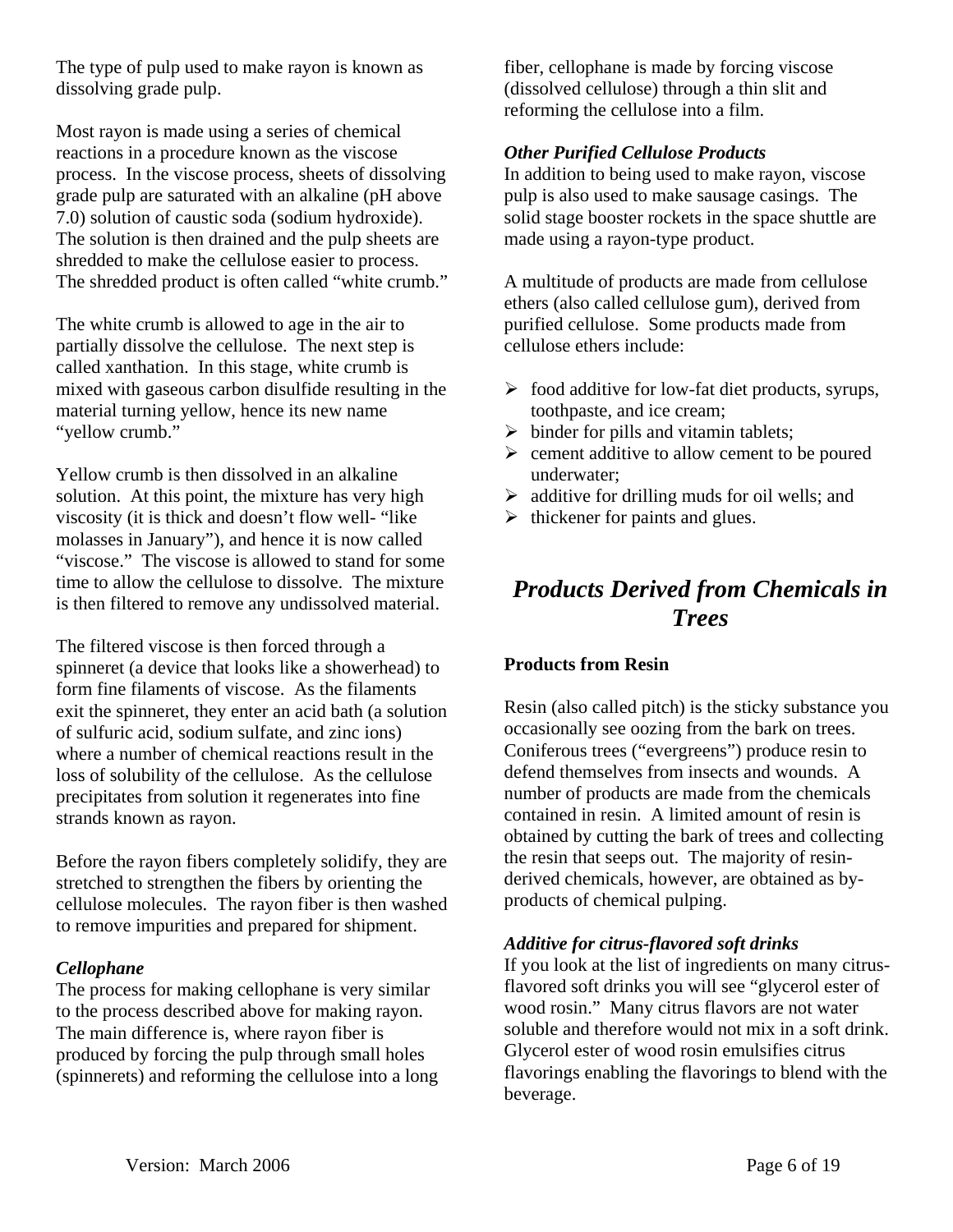The type of pulp used to make rayon is known as dissolving grade pulp.

Most rayon is made using a series of chemical reactions in a procedure known as the viscose process. In the viscose process, sheets of dissolving grade pulp are saturated with an alkaline (pH above 7.0) solution of caustic soda (sodium hydroxide). The solution is then drained and the pulp sheets are shredded to make the cellulose easier to process. The shredded product is often called "white crumb."

The white crumb is allowed to age in the air to partially dissolve the cellulose. The next step is called xanthation. In this stage, white crumb is mixed with gaseous carbon disulfide resulting in the material turning yellow, hence its new name "yellow crumb."

Yellow crumb is then dissolved in an alkaline solution. At this point, the mixture has very high viscosity (it is thick and doesn't flow well- "like molasses in January"), and hence it is now called "viscose." The viscose is allowed to stand for some time to allow the cellulose to dissolve. The mixture is then filtered to remove any undissolved material.

The filtered viscose is then forced through a spinneret (a device that looks like a showerhead) to form fine filaments of viscose. As the filaments exit the spinneret, they enter an acid bath (a solution of sulfuric acid, sodium sulfate, and zinc ions) where a number of chemical reactions result in the loss of solubility of the cellulose. As the cellulose precipitates from solution it regenerates into fine strands known as rayon.

Before the rayon fibers completely solidify, they are stretched to strengthen the fibers by orienting the cellulose molecules. The rayon fiber is then washed to remove impurities and prepared for shipment.

#### *Cellophane*

The process for making cellophane is very similar to the process described above for making rayon. The main difference is, where rayon fiber is produced by forcing the pulp through small holes (spinnerets) and reforming the cellulose into a long fiber, cellophane is made by forcing viscose (dissolved cellulose) through a thin slit and reforming the cellulose into a film.

#### *Other Purified Cellulose Products*

In addition to being used to make rayon, viscose pulp is also used to make sausage casings. The solid stage booster rockets in the space shuttle are made using a rayon-type product.

A multitude of products are made from cellulose ethers (also called cellulose gum), derived from purified cellulose. Some products made from cellulose ethers include:

- food additive for low-fat diet products, syrups, toothpaste, and ice cream;
- binder for pills and vitamin tablets;
- cement additive to allow cement to be poured underwater;
- additive for drilling muds for oil wells; and
- thickener for paints and glues.

## *Products Derived from Chemicals in Trees*

### Products from Resin

Resin (also called pitch) is the sticky substance you occasionally see oozing from the bark on trees. Coniferous trees ("evergreens") produce resin to defend themselves from insects and wounds. A number of products are made from the chemicals contained in resin. A limited amount of resin is obtained by cutting the bark of trees and collecting the resin that seeps out. The majority of resin-derived chemicals, however, are obtained as by-products of chemical pulping.

#### *Additive for citrus-flavored soft drinks*

If you look at the list of ingredients on many citrus-flavored soft drinks you will see "glycerol ester of wood rosin." Many citrus flavors are not water soluble and therefore would not mix in a soft drink. Glycerol ester of wood rosin emulsifies citrus flavorings enabling the flavorings to blend with the beverage.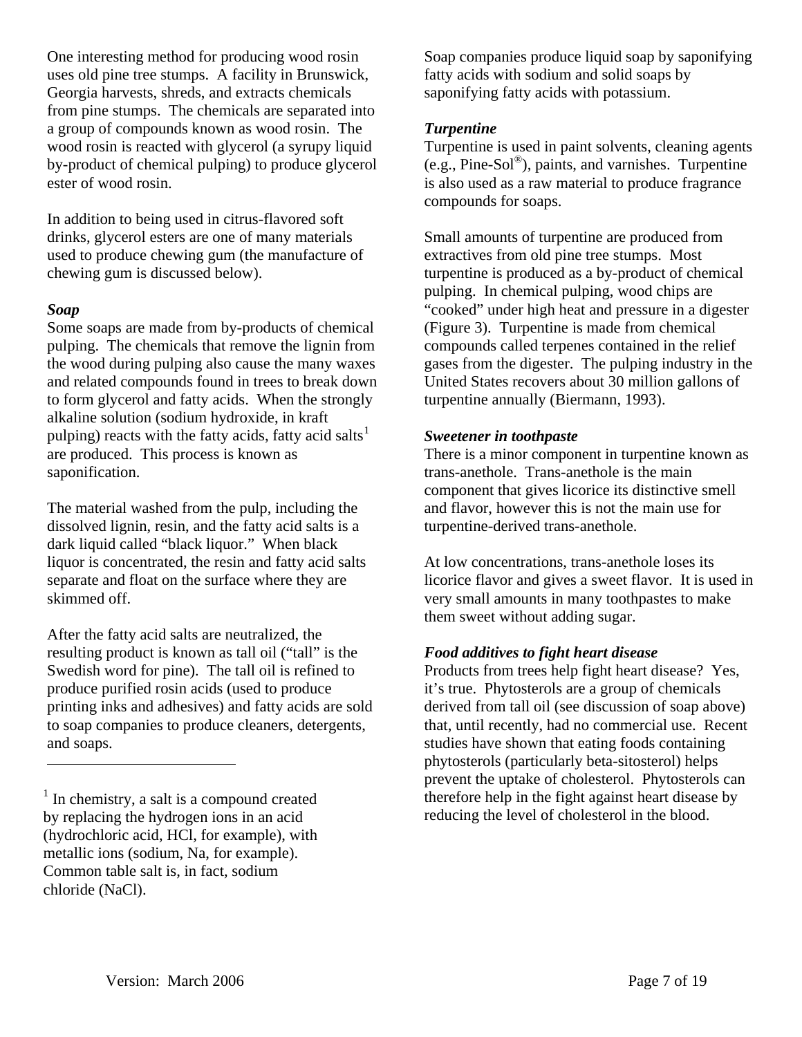One interesting method for producing wood rosin uses old pine tree stumps. A facility in Brunswick, Georgia harvests, shreds, and extracts chemicals from pine stumps. The chemicals are separated into a group of compounds known as wood rosin. The wood rosin is reacted with glycerol (a syrupy liquid by-product of chemical pulping) to produce glycerol ester of wood rosin.

In addition to being used in citrus-flavored soft drinks, glycerol esters are one of many materials used to produce chewing gum (the manufacture of chewing gum is discussed below).

### *Soap*

Some soaps are made from by-products of chemical pulping. The chemicals that remove the lignin from the wood during pulping also cause the many waxes and related compounds found in trees to break down to form glycerol and fatty acids. When the strongly alkaline solution (sodium hydroxide, in kraft pulping) reacts with the fatty acids, fatty acid salts[1] are produced. This process is known as saponification.

The material washed from the pulp, including the dissolved lignin, resin, and the fatty acid salts is a dark liquid called "black liquor." When black liquor is concentrated, the resin and fatty acid salts separate and float on the surface where they are skimmed off.

After the fatty acid salts are neutralized, the resulting product is known as tall oil ("tall" is the Swedish word for pine). The tall oil is refined to produce purified rosin acids (used to produce printing inks and adhesives) and fatty acids are sold to soap companies to produce cleaners, detergents, and soaps.

[1] In chemistry, a salt is a compound created by replacing the hydrogen ions in an acid (hydrochloric acid, HCl, for example), with metallic ions (sodium, Na, for example). Common table salt is, in fact, sodium chloride (NaCl).

Soap companies produce liquid soap by saponifying fatty acids with sodium and solid soaps by saponifying fatty acids with potassium.

### *Turpentine*

Turpentine is used in paint solvents, cleaning agents (e.g., Pine-Sol®), paints, and varnishes. Turpentine is also used as a raw material to produce fragrance compounds for soaps.

Small amounts of turpentine are produced from extractives from old pine tree stumps. Most turpentine is produced as a by-product of chemical pulping. In chemical pulping, wood chips are "cooked" under high heat and pressure in a digester (Figure 3). Turpentine is made from chemical compounds called terpenes contained in the relief gases from the digester. The pulping industry in the United States recovers about 30 million gallons of turpentine annually (Biermann, 1993).

### *Sweetener in toothpaste*

There is a minor component in turpentine known as trans-anethole. Trans-anethole is the main component that gives licorice its distinctive smell and flavor, however this is not the main use for turpentine-derived trans-anethole.

At low concentrations, trans-anethole loses its licorice flavor and gives a sweet flavor. It is used in very small amounts in many toothpastes to make them sweet without adding sugar.

### *Food additives to fight heart disease*

Products from trees help fight heart disease? Yes, it's true. Phytosterols are a group of chemicals derived from tall oil (see discussion of soap above) that, until recently, had no commercial use. Recent studies have shown that eating foods containing phytosterols (particularly beta-sitosterol) helps prevent the uptake of cholesterol. Phytosterols can therefore help in the fight against heart disease by reducing the level of cholesterol in the blood.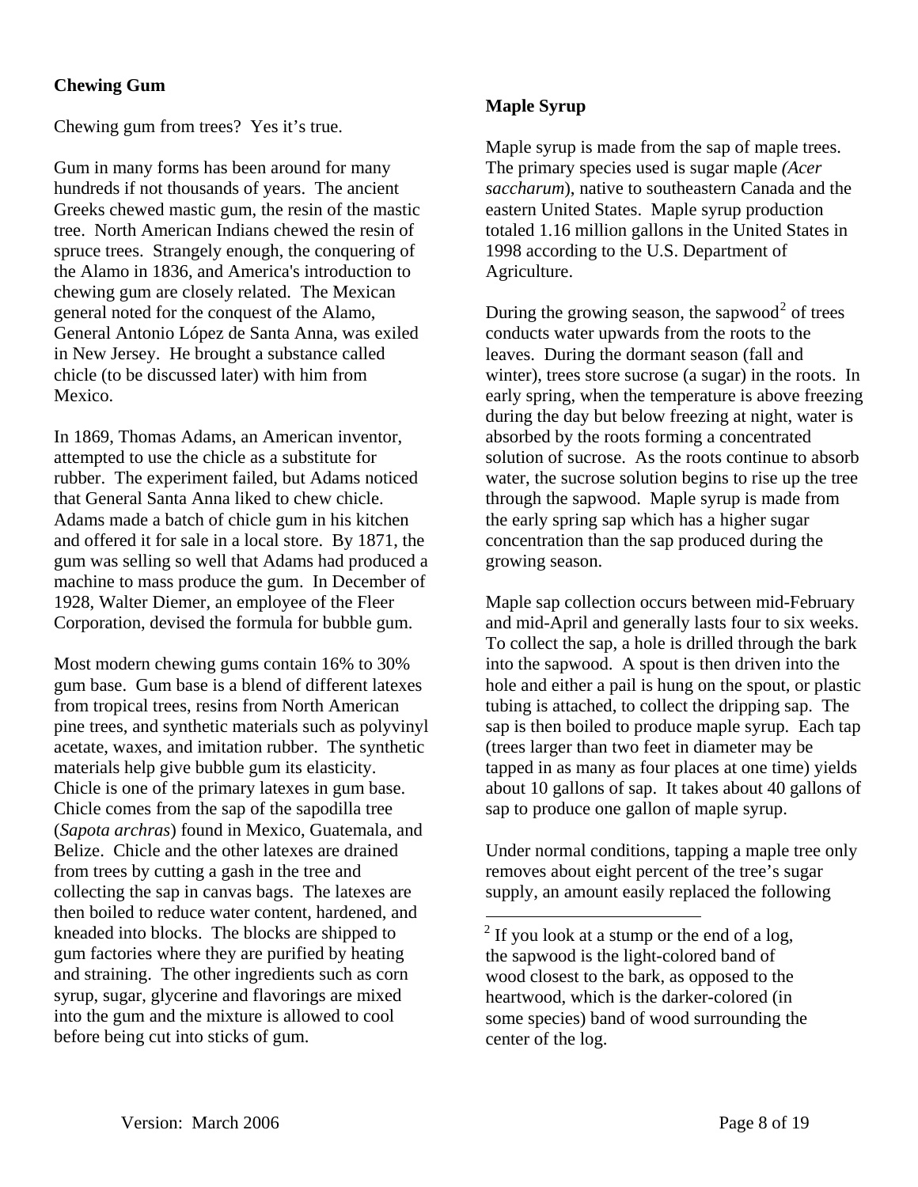## Chewing Gum

Chewing gum from trees? Yes it's true.

Gum in many forms has been around for many hundreds if not thousands of years. The ancient Greeks chewed mastic gum, the resin of the mastic tree. North American Indians chewed the resin of spruce trees. Strangely enough, the conquering of the Alamo in 1836, and America's introduction to chewing gum are closely related. The Mexican general noted for the conquest of the Alamo, General Antonio López de Santa Anna, was exiled in New Jersey. He brought a substance called chicle (to be discussed later) with him from Mexico.

In 1869, Thomas Adams, an American inventor, attempted to use the chicle as a substitute for rubber. The experiment failed, but Adams noticed that General Santa Anna liked to chew chicle. Adams made a batch of chicle gum in his kitchen and offered it for sale in a local store. By 1871, the gum was selling so well that Adams had produced a machine to mass produce the gum. In December of 1928, Walter Diemer, an employee of the Fleer Corporation, devised the formula for bubble gum.

Most modern chewing gums contain 16% to 30% gum base. Gum base is a blend of different latexes from tropical trees, resins from North American pine trees, and synthetic materials such as polyvinyl acetate, waxes, and imitation rubber. The synthetic materials help give bubble gum its elasticity. Chicle is one of the primary latexes in gum base. Chicle comes from the sap of the sapodilla tree (*Sapota archras*) found in Mexico, Guatemala, and Belize. Chicle and the other latexes are drained from trees by cutting a gash in the tree and collecting the sap in canvas bags. The latexes are then boiled to reduce water content, hardened, and kneaded into blocks. The blocks are shipped to gum factories where they are purified by heating and straining. The other ingredients such as corn syrup, sugar, glycerine and flavorings are mixed into the gum and the mixture is allowed to cool before being cut into sticks of gum.

## Maple Syrup

Maple syrup is made from the sap of maple trees. The primary species used is sugar maple *(Acer saccharum*), native to southeastern Canada and the eastern United States. Maple syrup production totaled 1.16 million gallons in the United States in 1998 according to the U.S. Department of Agriculture.

During the growing season, the sapwood[2] of trees conducts water upwards from the roots to the leaves. During the dormant season (fall and winter), trees store sucrose (a sugar) in the roots. In early spring, when the temperature is above freezing during the day but below freezing at night, water is absorbed by the roots forming a concentrated solution of sucrose. As the roots continue to absorb water, the sucrose solution begins to rise up the tree through the sapwood. Maple syrup is made from the early spring sap which has a higher sugar concentration than the sap produced during the growing season.

Maple sap collection occurs between mid-February and mid-April and generally lasts four to six weeks. To collect the sap, a hole is drilled through the bark into the sapwood. A spout is then driven into the hole and either a pail is hung on the spout, or plastic tubing is attached, to collect the dripping sap. The sap is then boiled to produce maple syrup. Each tap (trees larger than two feet in diameter may be tapped in as many as four places at one time) yields about 10 gallons of sap. It takes about 40 gallons of sap to produce one gallon of maple syrup.

Under normal conditions, tapping a maple tree only removes about eight percent of the tree's sugar supply, an amount easily replaced the following

[2] If you look at a stump or the end of a log, the sapwood is the light-colored band of wood closest to the bark, as opposed to the heartwood, which is the darker-colored (in some species) band of wood surrounding the center of the log.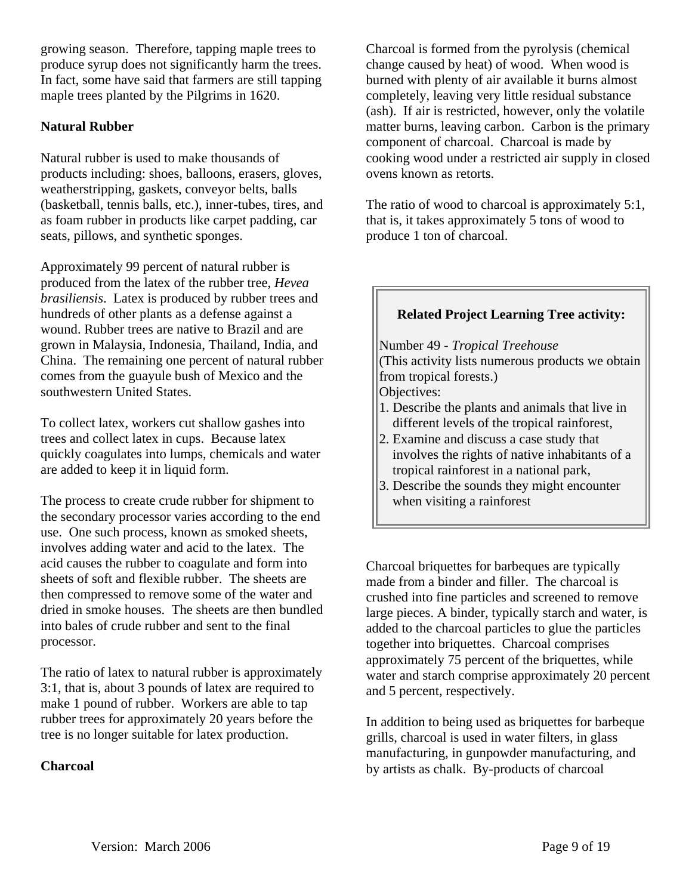growing season. Therefore, tapping maple trees to produce syrup does not significantly harm the trees. In fact, some have said that farmers are still tapping maple trees planted by the Pilgrims in 1620.

**Natural Rubber**

Natural rubber is used to make thousands of products including: shoes, balloons, erasers, gloves, weatherstripping, gaskets, conveyor belts, balls (basketball, tennis balls, etc.), inner-tubes, tires, and as foam rubber in products like carpet padding, car seats, pillows, and synthetic sponges.

Approximately 99 percent of natural rubber is produced from the latex of the rubber tree, *Hevea brasiliensis*. Latex is produced by rubber trees and hundreds of other plants as a defense against a wound. Rubber trees are native to Brazil and are grown in Malaysia, Indonesia, Thailand, India, and China. The remaining one percent of natural rubber comes from the guayule bush of Mexico and the southwestern United States.

To collect latex, workers cut shallow gashes into trees and collect latex in cups. Because latex quickly coagulates into lumps, chemicals and water are added to keep it in liquid form.

The process to create crude rubber for shipment to the secondary processor varies according to the end use. One such process, known as smoked sheets, involves adding water and acid to the latex. The acid causes the rubber to coagulate and form into sheets of soft and flexible rubber. The sheets are then compressed to remove some of the water and dried in smoke houses. The sheets are then bundled into bales of crude rubber and sent to the final processor.

The ratio of latex to natural rubber is approximately 3:1, that is, about 3 pounds of latex are required to make 1 pound of rubber. Workers are able to tap rubber trees for approximately 20 years before the tree is no longer suitable for latex production.

**Charcoal**

Charcoal is formed from the pyrolysis (chemical change caused by heat) of wood. When wood is burned with plenty of air available it burns almost completely, leaving very little residual substance (ash). If air is restricted, however, only the volatile matter burns, leaving carbon. Carbon is the primary component of charcoal. Charcoal is made by cooking wood under a restricted air supply in closed ovens known as retorts.

The ratio of wood to charcoal is approximately 5:1, that is, it takes approximately 5 tons of wood to produce 1 ton of charcoal.

> **Related Project Learning Tree activity:**
>
> Number 49 - *Tropical Treehouse*
> (This activity lists numerous products we obtain from tropical forests.)
> Objectives:
> 1. Describe the plants and animals that live in different levels of the tropical rainforest,
> 2. Examine and discuss a case study that involves the rights of native inhabitants of a tropical rainforest in a national park,
> 3. Describe the sounds they might encounter when visiting a rainforest

Charcoal briquettes for barbeques are typically made from a binder and filler. The charcoal is crushed into fine particles and screened to remove large pieces. A binder, typically starch and water, is added to the charcoal particles to glue the particles together into briquettes. Charcoal comprises approximately 75 percent of the briquettes, while water and starch comprise approximately 20 percent and 5 percent, respectively.

In addition to being used as briquettes for barbeque grills, charcoal is used in water filters, in glass manufacturing, in gunpowder manufacturing, and by artists as chalk. By-products of charcoal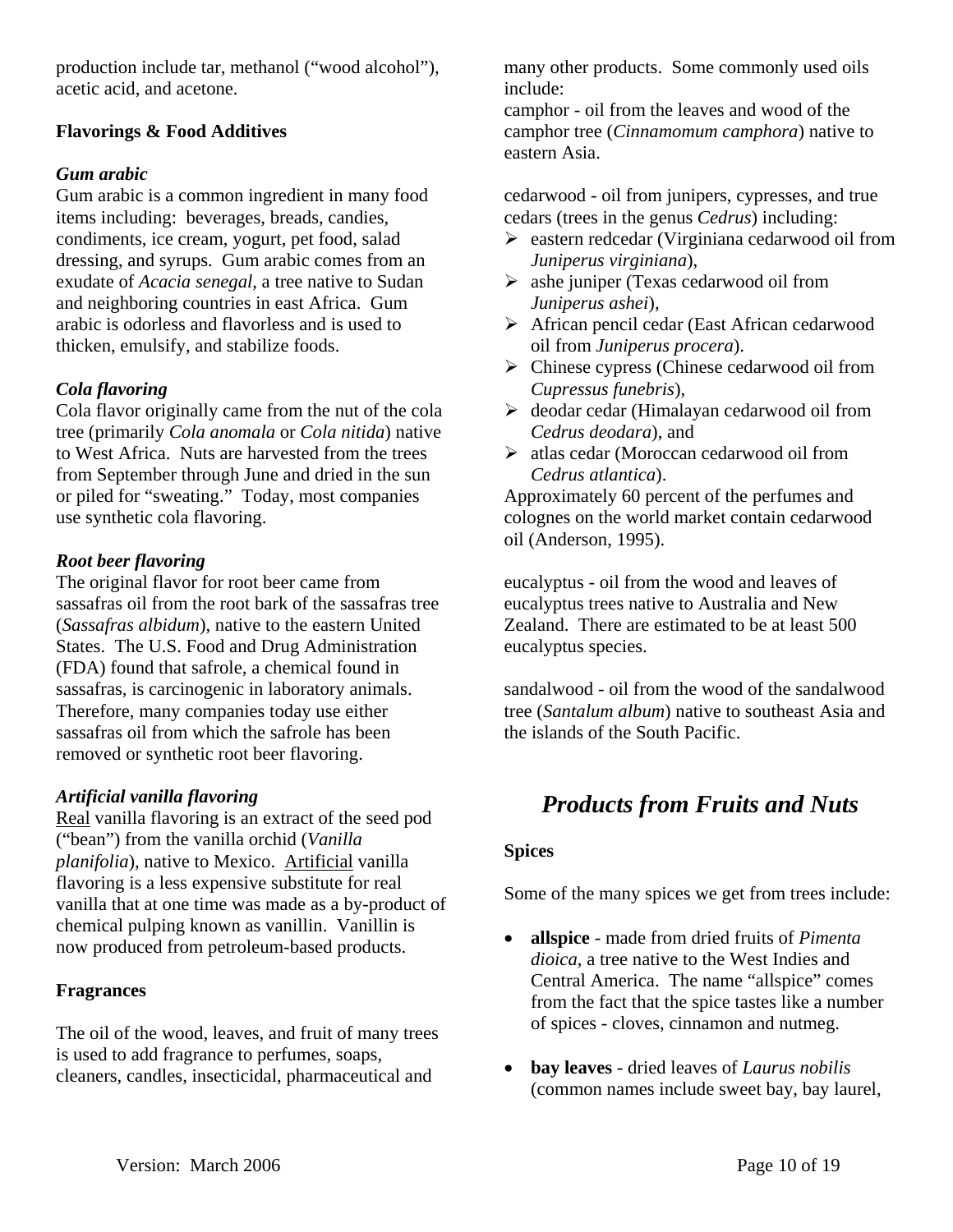production include tar, methanol ("wood alcohol"), acetic acid, and acetone.

### Flavorings & Food Additives

#### *Gum arabic*

Gum arabic is a common ingredient in many food items including: beverages, breads, candies, condiments, ice cream, yogurt, pet food, salad dressing, and syrups. Gum arabic comes from an exudate of *Acacia senegal*, a tree native to Sudan and neighboring countries in east Africa. Gum arabic is odorless and flavorless and is used to thicken, emulsify, and stabilize foods.

#### *Cola flavoring*

Cola flavor originally came from the nut of the cola tree (primarily *Cola anomala* or *Cola nitida*) native to West Africa. Nuts are harvested from the trees from September through June and dried in the sun or piled for "sweating." Today, most companies use synthetic cola flavoring.

#### *Root beer flavoring*

The original flavor for root beer came from sassafras oil from the root bark of the sassafras tree (*Sassafras albidum*), native to the eastern United States. The U.S. Food and Drug Administration (FDA) found that safrole, a chemical found in sassafras, is carcinogenic in laboratory animals. Therefore, many companies today use either sassafras oil from which the safrole has been removed or synthetic root beer flavoring.

#### *Artificial vanilla flavoring*

<u>Real</u> vanilla flavoring is an extract of the seed pod ("bean") from the vanilla orchid (*Vanilla planifolia*), native to Mexico. <u>Artificial</u> vanilla flavoring is a less expensive substitute for real vanilla that at one time was made as a by-product of chemical pulping known as vanillin. Vanillin is now produced from petroleum-based products.

### Fragrances

The oil of the wood, leaves, and fruit of many trees is used to add fragrance to perfumes, soaps, cleaners, candles, insecticidal, pharmaceutical and many other products. Some commonly used oils include:

camphor - oil from the leaves and wood of the camphor tree (*Cinnamomum camphora*) native to eastern Asia.

cedarwood - oil from junipers, cypresses, and true cedars (trees in the genus *Cedrus*) including:

- eastern redcedar (Virginiana cedarwood oil from *Juniperus virginiana*),
- ashe juniper (Texas cedarwood oil from *Juniperus ashei*),
- African pencil cedar (East African cedarwood oil from *Juniperus procera*).
- Chinese cypress (Chinese cedarwood oil from *Cupressus funebris*),
- deodar cedar (Himalayan cedarwood oil from *Cedrus deodara*), and
- atlas cedar (Moroccan cedarwood oil from *Cedrus atlantica*).

Approximately 60 percent of the perfumes and colognes on the world market contain cedarwood oil (Anderson, 1995).

eucalyptus - oil from the wood and leaves of eucalyptus trees native to Australia and New Zealand. There are estimated to be at least 500 eucalyptus species.

sandalwood - oil from the wood of the sandalwood tree (*Santalum album*) native to southeast Asia and the islands of the South Pacific.

## *Products from Fruits and Nuts*

### Spices

Some of the many spices we get from trees include:

- **allspice** - made from dried fruits of *Pimenta dioica*, a tree native to the West Indies and Central America. The name "allspice" comes from the fact that the spice tastes like a number of spices - cloves, cinnamon and nutmeg.

- **bay leaves** - dried leaves of *Laurus nobilis* (common names include sweet bay, bay laurel,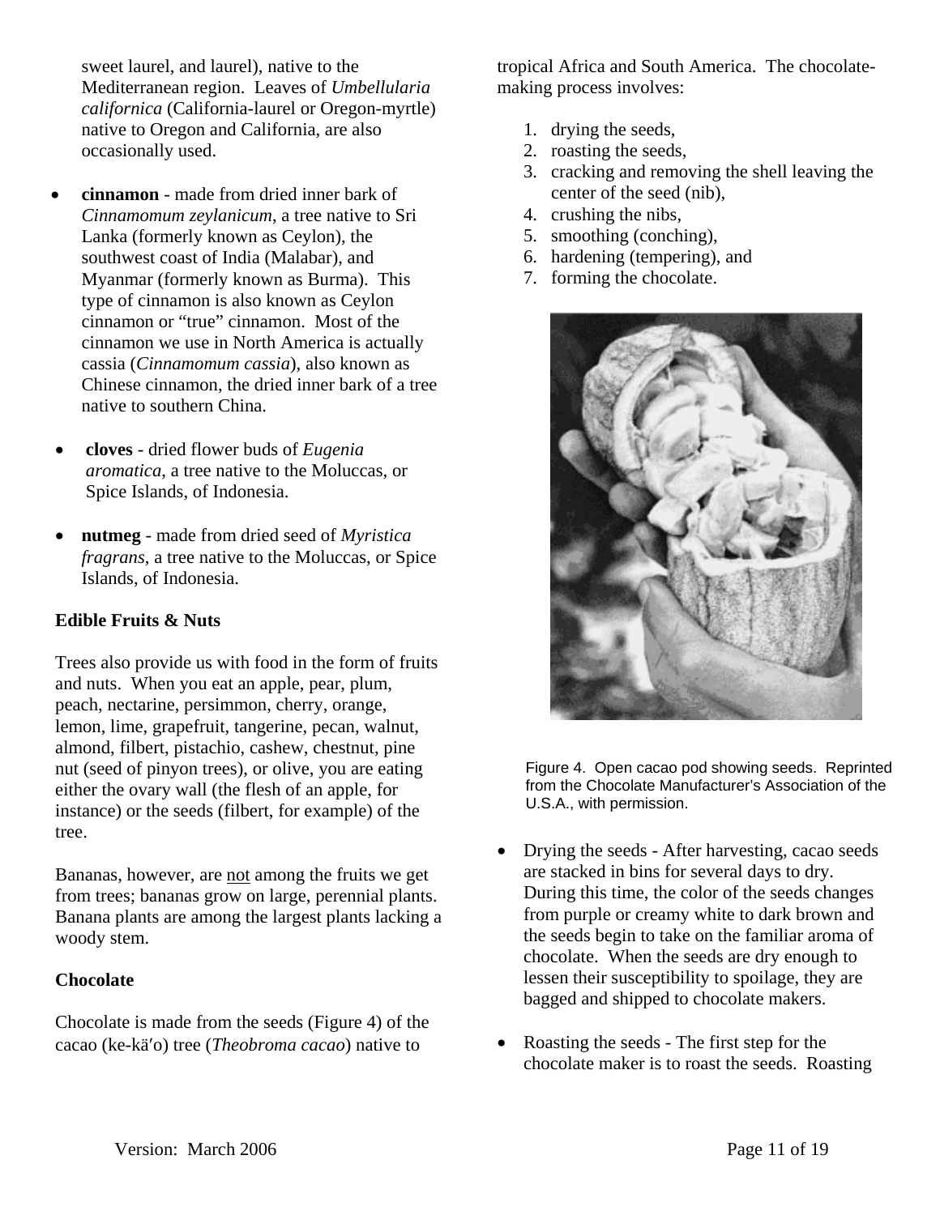sweet laurel, and laurel), native to the Mediterranean region. Leaves of *Umbellularia californica* (California-laurel or Oregon-myrtle) native to Oregon and California, are also occasionally used.

- **cinnamon** - made from dried inner bark of *Cinnamomum zeylanicum*, a tree native to Sri Lanka (formerly known as Ceylon), the southwest coast of India (Malabar), and Myanmar (formerly known as Burma). This type of cinnamon is also known as Ceylon cinnamon or "true" cinnamon. Most of the cinnamon we use in North America is actually cassia (*Cinnamomum cassia*), also known as Chinese cinnamon, the dried inner bark of a tree native to southern China.

- **cloves** - dried flower buds of *Eugenia aromatica*, a tree native to the Moluccas, or Spice Islands, of Indonesia.

- **nutmeg** - made from dried seed of *Myristica fragrans*, a tree native to the Moluccas, or Spice Islands, of Indonesia.

### Edible Fruits & Nuts

Trees also provide us with food in the form of fruits and nuts. When you eat an apple, pear, plum, peach, nectarine, persimmon, cherry, orange, lemon, lime, grapefruit, tangerine, pecan, walnut, almond, filbert, pistachio, cashew, chestnut, pine nut (seed of pinyon trees), or olive, you are eating either the ovary wall (the flesh of an apple, for instance) or the seeds (filbert, for example) of the tree.

Bananas, however, are <u>not</u> among the fruits we get from trees; bananas grow on large, perennial plants. Banana plants are among the largest plants lacking a woody stem.

### Chocolate

Chocolate is made from the seeds (Figure 4) of the cacao (ke-kä′o) tree (*Theobroma cacao*) native to tropical Africa and South America. The chocolate-making process involves:

1. drying the seeds,
2. roasting the seeds,
3. cracking and removing the shell leaving the center of the seed (nib),
4. crushing the nibs,
5. smoothing (conching),
6. hardening (tempering), and
7. forming the chocolate.

Figure 4. Open cacao pod showing seeds. Reprinted from the Chocolate Manufacturer's Association of the U.S.A., with permission.

- Drying the seeds - After harvesting, cacao seeds are stacked in bins for several days to dry. During this time, the color of the seeds changes from purple or creamy white to dark brown and the seeds begin to take on the familiar aroma of chocolate. When the seeds are dry enough to lessen their susceptibility to spoilage, they are bagged and shipped to chocolate makers.

- Roasting the seeds - The first step for the chocolate maker is to roast the seeds. Roasting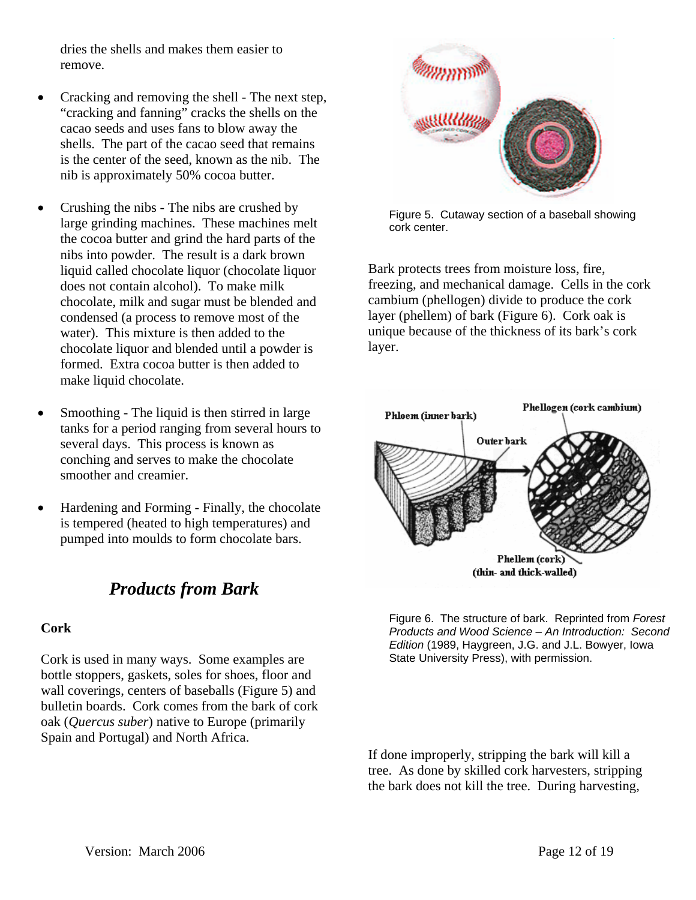dries the shells and makes them easier to remove.

- Cracking and removing the shell - The next step, "cracking and fanning" cracks the shells on the cacao seeds and uses fans to blow away the shells. The part of the cacao seed that remains is the center of the seed, known as the nib. The nib is approximately 50% cocoa butter.

- Crushing the nibs - The nibs are crushed by large grinding machines. These machines melt the cocoa butter and grind the hard parts of the nibs into powder. The result is a dark brown liquid called chocolate liquor (chocolate liquor does not contain alcohol). To make milk chocolate, milk and sugar must be blended and condensed (a process to remove most of the water). This mixture is then added to the chocolate liquor and blended until a powder is formed. Extra cocoa butter is then added to make liquid chocolate.

- Smoothing - The liquid is then stirred in large tanks for a period ranging from several hours to several days. This process is known as conching and serves to make the chocolate smoother and creamier.

- Hardening and Forming - Finally, the chocolate is tempered (heated to high temperatures) and pumped into moulds to form chocolate bars.

## *Products from Bark*

### Cork

Cork is used in many ways. Some examples are bottle stoppers, gaskets, soles for shoes, floor and wall coverings, centers of baseballs (Figure 5) and bulletin boards. Cork comes from the bark of cork oak (*Quercus suber*) native to Europe (primarily Spain and Portugal) and North Africa.

Figure 5. Cutaway section of a baseball showing cork center.

Bark protects trees from moisture loss, fire, freezing, and mechanical damage. Cells in the cork cambium (phellogen) divide to produce the cork layer (phellem) of bark (Figure 6). Cork oak is unique because of the thickness of its bark's cork layer.

Figure 6. The structure of bark. Reprinted from *Forest Products and Wood Science – An Introduction: Second Edition* (1989, Haygreen, J.G. and J.L. Bowyer, Iowa State University Press), with permission.

If done improperly, stripping the bark will kill a tree. As done by skilled cork harvesters, stripping the bark does not kill the tree. During harvesting,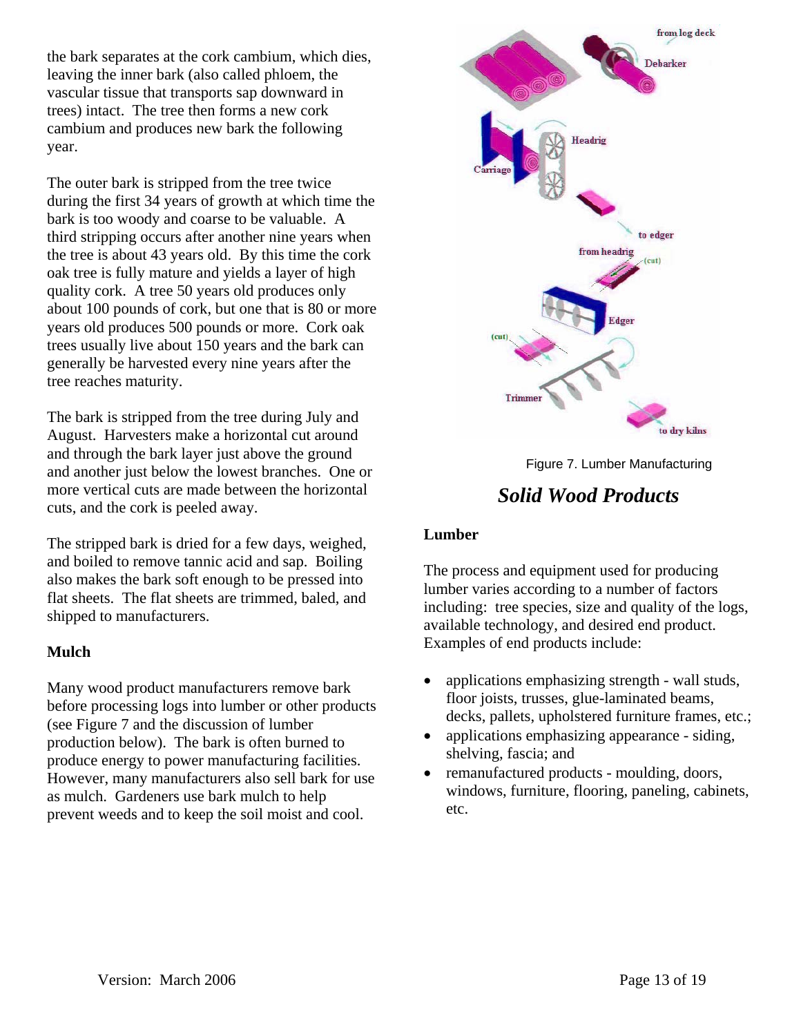the bark separates at the cork cambium, which dies, leaving the inner bark (also called phloem, the vascular tissue that transports sap downward in trees) intact. The tree then forms a new cork cambium and produces new bark the following year.

The outer bark is stripped from the tree twice during the first 34 years of growth at which time the bark is too woody and coarse to be valuable. A third stripping occurs after another nine years when the tree is about 43 years old. By this time the cork oak tree is fully mature and yields a layer of high quality cork. A tree 50 years old produces only about 100 pounds of cork, but one that is 80 or more years old produces 500 pounds or more. Cork oak trees usually live about 150 years and the bark can generally be harvested every nine years after the tree reaches maturity.

The bark is stripped from the tree during July and August. Harvesters make a horizontal cut around and through the bark layer just above the ground and another just below the lowest branches. One or more vertical cuts are made between the horizontal cuts, and the cork is peeled away.

The stripped bark is dried for a few days, weighed, and boiled to remove tannic acid and sap. Boiling also makes the bark soft enough to be pressed into flat sheets. The flat sheets are trimmed, baled, and shipped to manufacturers.

**Mulch**

Many wood product manufacturers remove bark before processing logs into lumber or other products (see Figure 7 and the discussion of lumber production below). The bark is often burned to produce energy to power manufacturing facilities. However, many manufacturers also sell bark for use as mulch. Gardeners use bark mulch to help prevent weeds and to keep the soil moist and cool.

Figure 7. Lumber Manufacturing

## *Solid Wood Products*

**Lumber**

The process and equipment used for producing lumber varies according to a number of factors including: tree species, size and quality of the logs, available technology, and desired end product. Examples of end products include:

- applications emphasizing strength - wall studs, floor joists, trusses, glue-laminated beams, decks, pallets, upholstered furniture frames, etc.;
- applications emphasizing appearance - siding, shelving, fascia; and
- remanufactured products - moulding, doors, windows, furniture, flooring, paneling, cabinets, etc.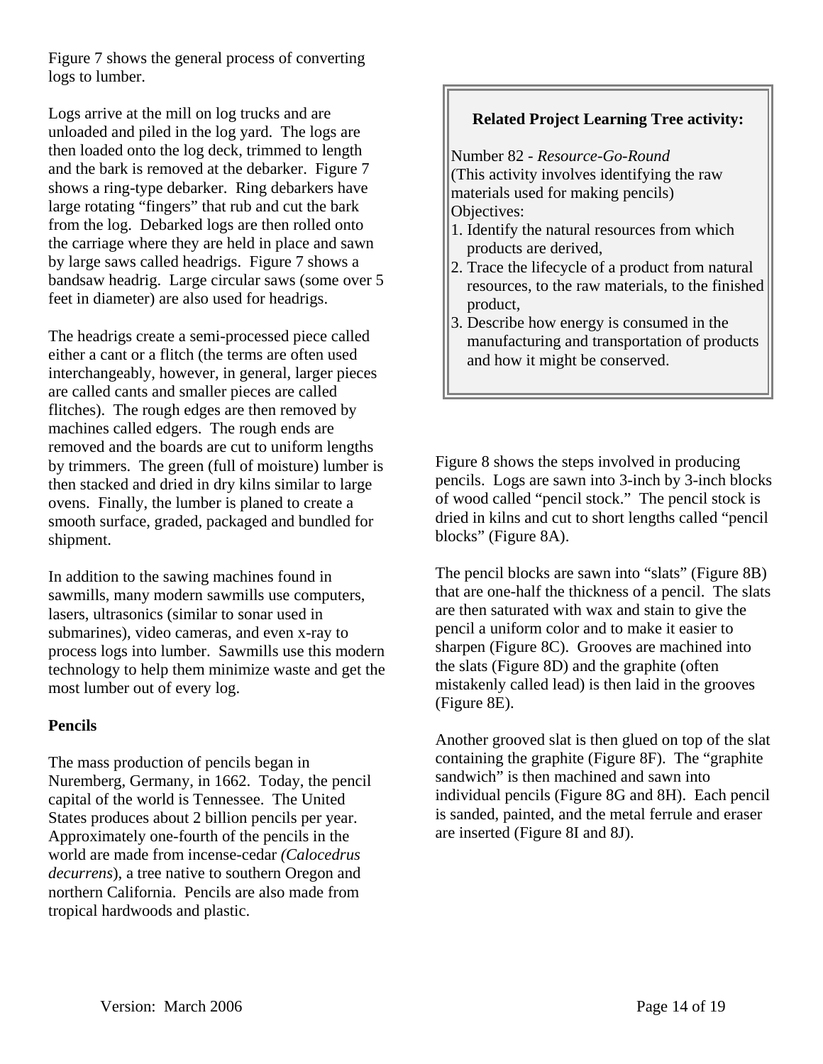Figure 7 shows the general process of converting logs to lumber.

Logs arrive at the mill on log trucks and are unloaded and piled in the log yard. The logs are then loaded onto the log deck, trimmed to length and the bark is removed at the debarker. Figure 7 shows a ring-type debarker. Ring debarkers have large rotating "fingers" that rub and cut the bark from the log. Debarked logs are then rolled onto the carriage where they are held in place and sawn by large saws called headrigs. Figure 7 shows a bandsaw headrig. Large circular saws (some over 5 feet in diameter) are also used for headrigs.

The headrigs create a semi-processed piece called either a cant or a flitch (the terms are often used interchangeably, however, in general, larger pieces are called cants and smaller pieces are called flitches). The rough edges are then removed by machines called edgers. The rough ends are removed and the boards are cut to uniform lengths by trimmers. The green (full of moisture) lumber is then stacked and dried in dry kilns similar to large ovens. Finally, the lumber is planed to create a smooth surface, graded, packaged and bundled for shipment.

In addition to the sawing machines found in sawmills, many modern sawmills use computers, lasers, ultrasonics (similar to sonar used in submarines), video cameras, and even x-ray to process logs into lumber. Sawmills use this modern technology to help them minimize waste and get the most lumber out of every log.

**Pencils**

The mass production of pencils began in Nuremberg, Germany, in 1662. Today, the pencil capital of the world is Tennessee. The United States produces about 2 billion pencils per year. Approximately one-fourth of the pencils in the world are made from incense-cedar *(Calocedrus decurrens*), a tree native to southern Oregon and northern California. Pencils are also made from tropical hardwoods and plastic.

> **Related Project Learning Tree activity:**
>
> Number 82 - *Resource-Go-Round*
> (This activity involves identifying the raw materials used for making pencils)
> Objectives:
> 1. Identify the natural resources from which products are derived,
> 2. Trace the lifecycle of a product from natural resources, to the raw materials, to the finished product,
> 3. Describe how energy is consumed in the manufacturing and transportation of products and how it might be conserved.

Figure 8 shows the steps involved in producing pencils. Logs are sawn into 3-inch by 3-inch blocks of wood called "pencil stock." The pencil stock is dried in kilns and cut to short lengths called "pencil blocks" (Figure 8A).

The pencil blocks are sawn into "slats" (Figure 8B) that are one-half the thickness of a pencil. The slats are then saturated with wax and stain to give the pencil a uniform color and to make it easier to sharpen (Figure 8C). Grooves are machined into the slats (Figure 8D) and the graphite (often mistakenly called lead) is then laid in the grooves (Figure 8E).

Another grooved slat is then glued on top of the slat containing the graphite (Figure 8F). The "graphite sandwich" is then machined and sawn into individual pencils (Figure 8G and 8H). Each pencil is sanded, painted, and the metal ferrule and eraser are inserted (Figure 8I and 8J).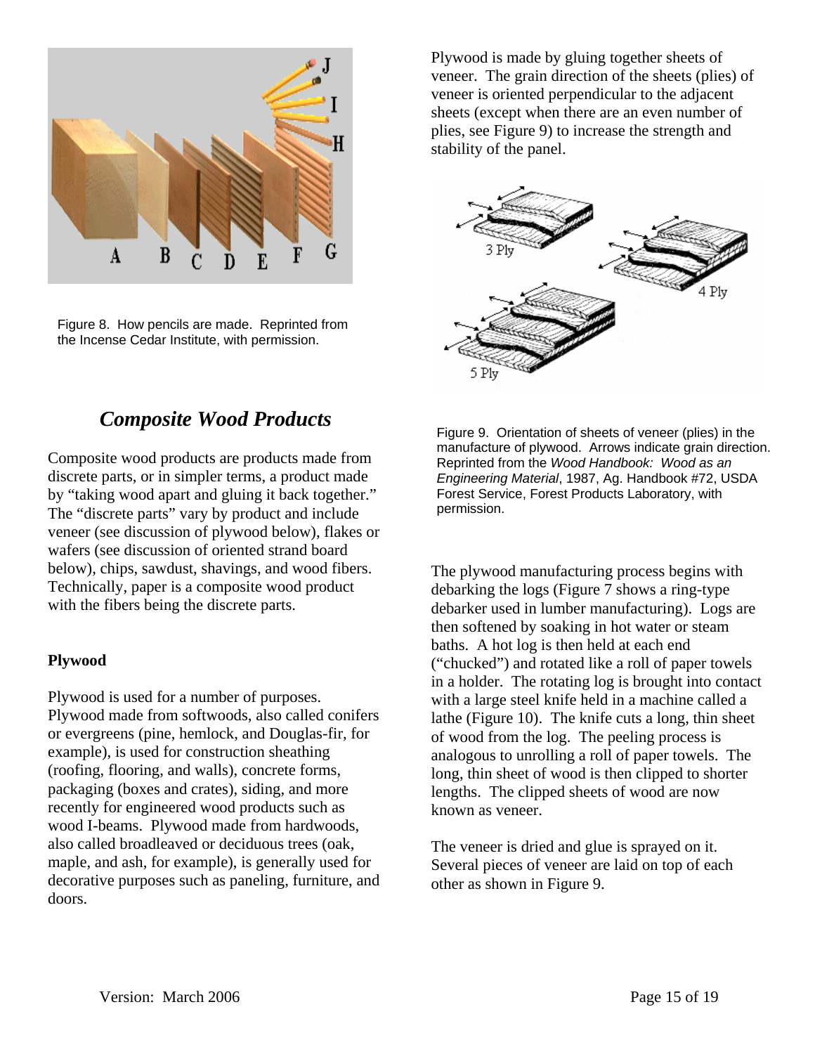Figure 8. How pencils are made. Reprinted from the Incense Cedar Institute, with permission.

## *Composite Wood Products*

Composite wood products are products made from discrete parts, or in simpler terms, a product made by "taking wood apart and gluing it back together." The "discrete parts" vary by product and include veneer (see discussion of plywood below), flakes or wafers (see discussion of oriented strand board below), chips, sawdust, shavings, and wood fibers. Technically, paper is a composite wood product with the fibers being the discrete parts.

### Plywood

Plywood is used for a number of purposes. Plywood made from softwoods, also called conifers or evergreens (pine, hemlock, and Douglas-fir, for example), is used for construction sheathing (roofing, flooring, and walls), concrete forms, packaging (boxes and crates), siding, and more recently for engineered wood products such as wood I-beams. Plywood made from hardwoods, also called broadleaved or deciduous trees (oak, maple, and ash, for example), is generally used for decorative purposes such as paneling, furniture, and doors.

Plywood is made by gluing together sheets of veneer. The grain direction of the sheets (plies) of veneer is oriented perpendicular to the adjacent sheets (except when there are an even number of plies, see Figure 9) to increase the strength and stability of the panel.

Figure 9. Orientation of sheets of veneer (plies) in the manufacture of plywood. Arrows indicate grain direction. Reprinted from the *Wood Handbook: Wood as an Engineering Material*, 1987, Ag. Handbook #72, USDA Forest Service, Forest Products Laboratory, with permission.

The plywood manufacturing process begins with debarking the logs (Figure 7 shows a ring-type debarker used in lumber manufacturing). Logs are then softened by soaking in hot water or steam baths. A hot log is then held at each end ("chucked") and rotated like a roll of paper towels in a holder. The rotating log is brought into contact with a large steel knife held in a machine called a lathe (Figure 10). The knife cuts a long, thin sheet of wood from the log. The peeling process is analogous to unrolling a roll of paper towels. The long, thin sheet of wood is then clipped to shorter lengths. The clipped sheets of wood are now known as veneer.

The veneer is dried and glue is sprayed on it. Several pieces of veneer are laid on top of each other as shown in Figure 9.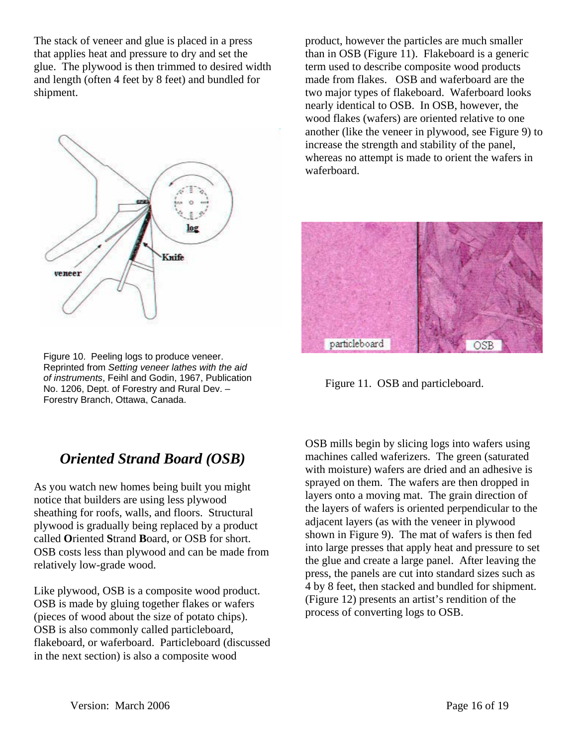The stack of veneer and glue is placed in a press that applies heat and pressure to dry and set the glue. The plywood is then trimmed to desired width and length (often 4 feet by 8 feet) and bundled for shipment.

Figure 10. Peeling logs to produce veneer. Reprinted from *Setting veneer lathes with the aid of instruments*, Feihl and Godin, 1967, Publication No. 1206, Dept. of Forestry and Rural Dev. – Forestry Branch, Ottawa, Canada.

## *Oriented Strand Board (OSB)*

As you watch new homes being built you might notice that builders are using less plywood sheathing for roofs, walls, and floors. Structural plywood is gradually being replaced by a product called **O**riented **S**trand **B**oard, or OSB for short. OSB costs less than plywood and can be made from relatively low-grade wood.

Like plywood, OSB is a composite wood product. OSB is made by gluing together flakes or wafers (pieces of wood about the size of potato chips). OSB is also commonly called particleboard, flakeboard, or waferboard. Particleboard (discussed in the next section) is also a composite wood product, however the particles are much smaller than in OSB (Figure 11). Flakeboard is a generic term used to describe composite wood products made from flakes. OSB and waferboard are the two major types of flakeboard. Waferboard looks nearly identical to OSB. In OSB, however, the wood flakes (wafers) are oriented relative to one another (like the veneer in plywood, see Figure 9) to increase the strength and stability of the panel, whereas no attempt is made to orient the wafers in waferboard.

Figure 11. OSB and particleboard.

OSB mills begin by slicing logs into wafers using machines called waferizers. The green (saturated with moisture) wafers are dried and an adhesive is sprayed on them. The wafers are then dropped in layers onto a moving mat. The grain direction of the layers of wafers is oriented perpendicular to the adjacent layers (as with the veneer in plywood shown in Figure 9). The mat of wafers is then fed into large presses that apply heat and pressure to set the glue and create a large panel. After leaving the press, the panels are cut into standard sizes such as 4 by 8 feet, then stacked and bundled for shipment. (Figure 12) presents an artist's rendition of the process of converting logs to OSB.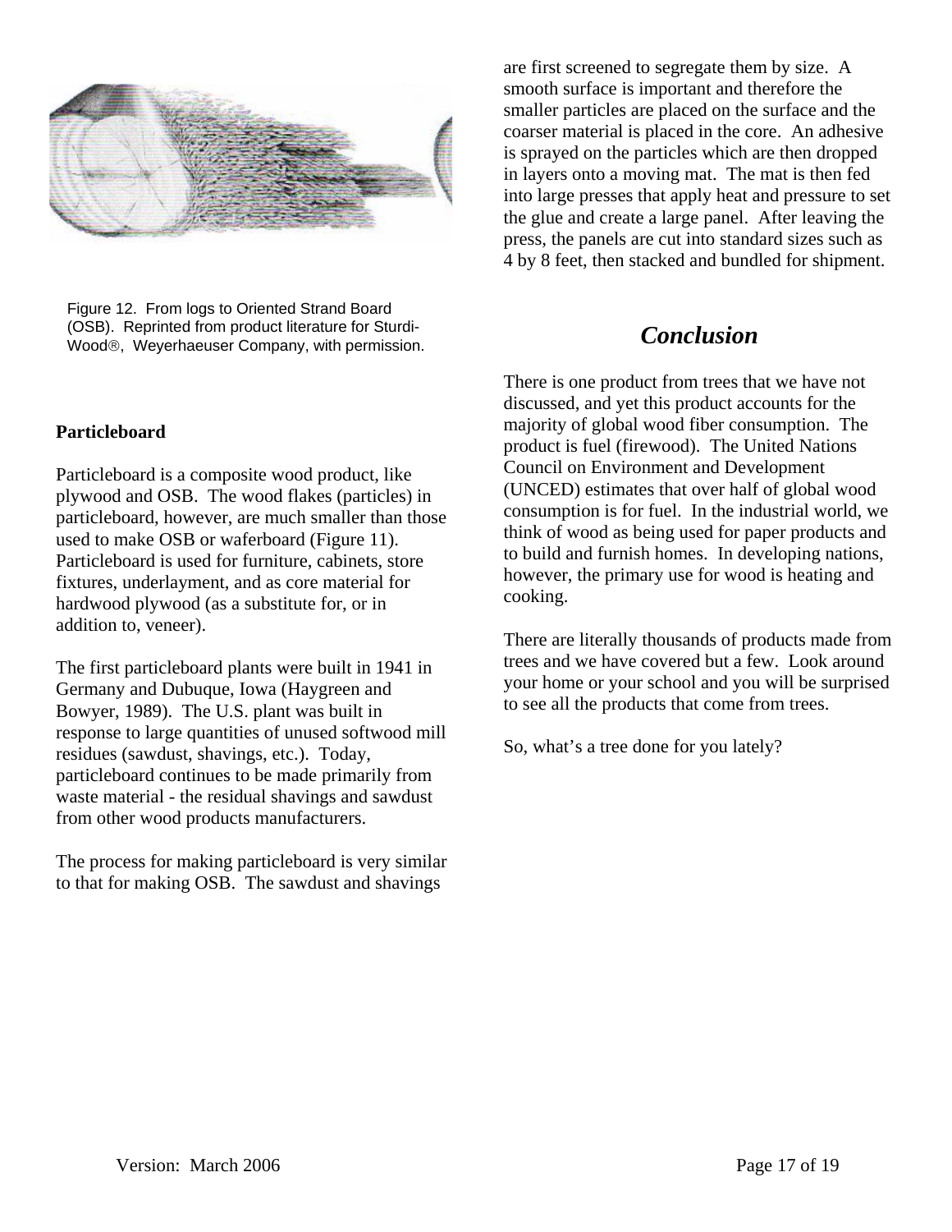Figure 12. From logs to Oriented Strand Board (OSB). Reprinted from product literature for Sturdi-Wood®, Weyerhaeuser Company, with permission.

**Particleboard**

Particleboard is a composite wood product, like plywood and OSB. The wood flakes (particles) in particleboard, however, are much smaller than those used to make OSB or waferboard (Figure 11). Particleboard is used for furniture, cabinets, store fixtures, underlayment, and as core material for hardwood plywood (as a substitute for, or in addition to, veneer).

The first particleboard plants were built in 1941 in Germany and Dubuque, Iowa (Haygreen and Bowyer, 1989). The U.S. plant was built in response to large quantities of unused softwood mill residues (sawdust, shavings, etc.). Today, particleboard continues to be made primarily from waste material - the residual shavings and sawdust from other wood products manufacturers.

The process for making particleboard is very similar to that for making OSB. The sawdust and shavings are first screened to segregate them by size. A smooth surface is important and therefore the smaller particles are placed on the surface and the coarser material is placed in the core. An adhesive is sprayed on the particles which are then dropped in layers onto a moving mat. The mat is then fed into large presses that apply heat and pressure to set the glue and create a large panel. After leaving the press, the panels are cut into standard sizes such as 4 by 8 feet, then stacked and bundled for shipment.

## *Conclusion*

There is one product from trees that we have not discussed, and yet this product accounts for the majority of global wood fiber consumption. The product is fuel (firewood). The United Nations Council on Environment and Development (UNCED) estimates that over half of global wood consumption is for fuel. In the industrial world, we think of wood as being used for paper products and to build and furnish homes. In developing nations, however, the primary use for wood is heating and cooking.

There are literally thousands of products made from trees and we have covered but a few. Look around your home or your school and you will be surprised to see all the products that come from trees.

So, what's a tree done for you lately?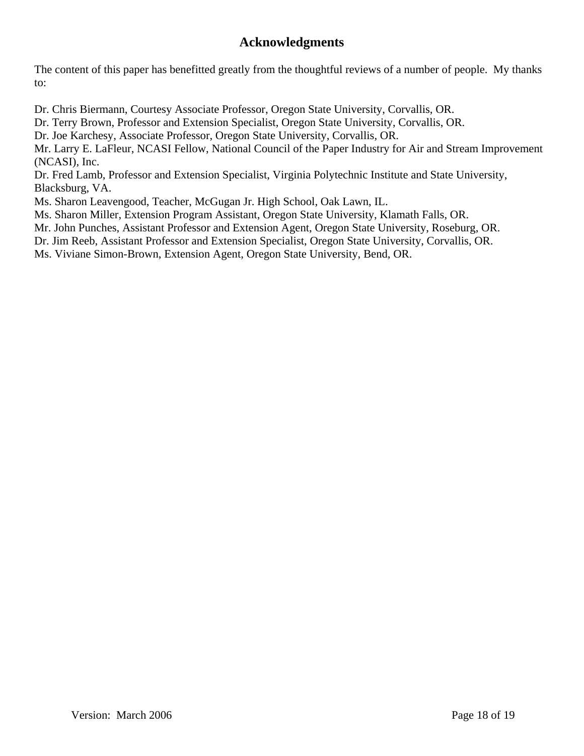## Acknowledgments

The content of this paper has benefitted greatly from the thoughtful reviews of a number of people. My thanks to:

Dr. Chris Biermann, Courtesy Associate Professor, Oregon State University, Corvallis, OR.
Dr. Terry Brown, Professor and Extension Specialist, Oregon State University, Corvallis, OR.
Dr. Joe Karchesy, Associate Professor, Oregon State University, Corvallis, OR.
Mr. Larry E. LaFleur, NCASI Fellow, National Council of the Paper Industry for Air and Stream Improvement (NCASI), Inc.
Dr. Fred Lamb, Professor and Extension Specialist, Virginia Polytechnic Institute and State University, Blacksburg, VA.
Ms. Sharon Leavengood, Teacher, McGugan Jr. High School, Oak Lawn, IL.
Ms. Sharon Miller, Extension Program Assistant, Oregon State University, Klamath Falls, OR.
Mr. John Punches, Assistant Professor and Extension Agent, Oregon State University, Roseburg, OR.
Dr. Jim Reeb, Assistant Professor and Extension Specialist, Oregon State University, Corvallis, OR.
Ms. Viviane Simon-Brown, Extension Agent, Oregon State University, Bend, OR.

Version: March 2006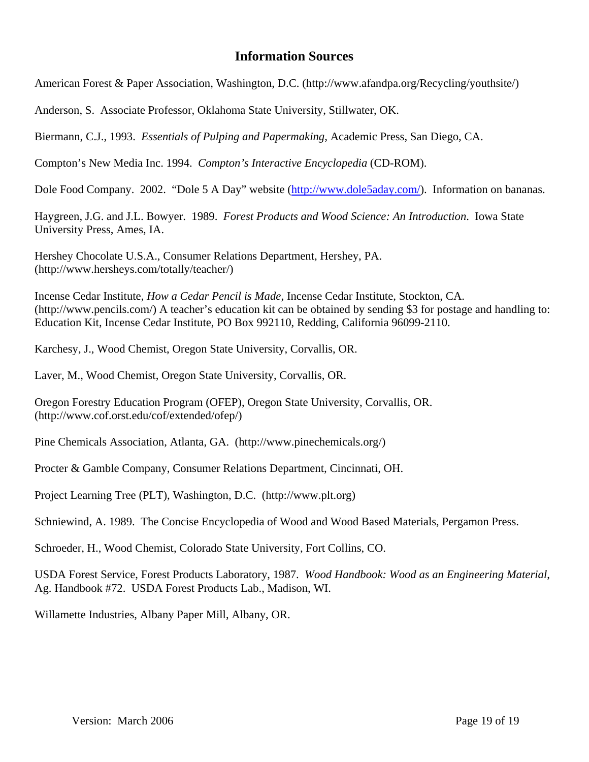# Information Sources

American Forest & Paper Association, Washington, D.C. (http://www.afandpa.org/Recycling/youthsite/)

Anderson, S. Associate Professor, Oklahoma State University, Stillwater, OK.

Biermann, C.J., 1993. *Essentials of Pulping and Papermaking*, Academic Press, San Diego, CA.

Compton's New Media Inc. 1994. *Compton's Interactive Encyclopedia* (CD-ROM).

Dole Food Company. 2002. "Dole 5 A Day" website (http://www.dole5aday.com/). Information on bananas.

Haygreen, J.G. and J.L. Bowyer. 1989. *Forest Products and Wood Science: An Introduction*. Iowa State University Press, Ames, IA.

Hershey Chocolate U.S.A., Consumer Relations Department, Hershey, PA. (http://www.hersheys.com/totally/teacher/)

Incense Cedar Institute, *How a Cedar Pencil is Made*, Incense Cedar Institute, Stockton, CA. (http://www.pencils.com/) A teacher's education kit can be obtained by sending $3 for postage and handling to: Education Kit, Incense Cedar Institute, PO Box 992110, Redding, California 96099-2110.

Karchesy, J., Wood Chemist, Oregon State University, Corvallis, OR.

Laver, M., Wood Chemist, Oregon State University, Corvallis, OR.

Oregon Forestry Education Program (OFEP), Oregon State University, Corvallis, OR. (http://www.cof.orst.edu/cof/extended/ofep/)

Pine Chemicals Association, Atlanta, GA. (http://www.pinechemicals.org/)

Procter & Gamble Company, Consumer Relations Department, Cincinnati, OH.

Project Learning Tree (PLT), Washington, D.C. (http://www.plt.org)

Schniewind, A. 1989. The Concise Encyclopedia of Wood and Wood Based Materials, Pergamon Press.

Schroeder, H., Wood Chemist, Colorado State University, Fort Collins, CO.

USDA Forest Service, Forest Products Laboratory, 1987. *Wood Handbook: Wood as an Engineering Material*, Ag. Handbook #72. USDA Forest Products Lab., Madison, WI.

Willamette Industries, Albany Paper Mill, Albany, OR.

Version: March 2006